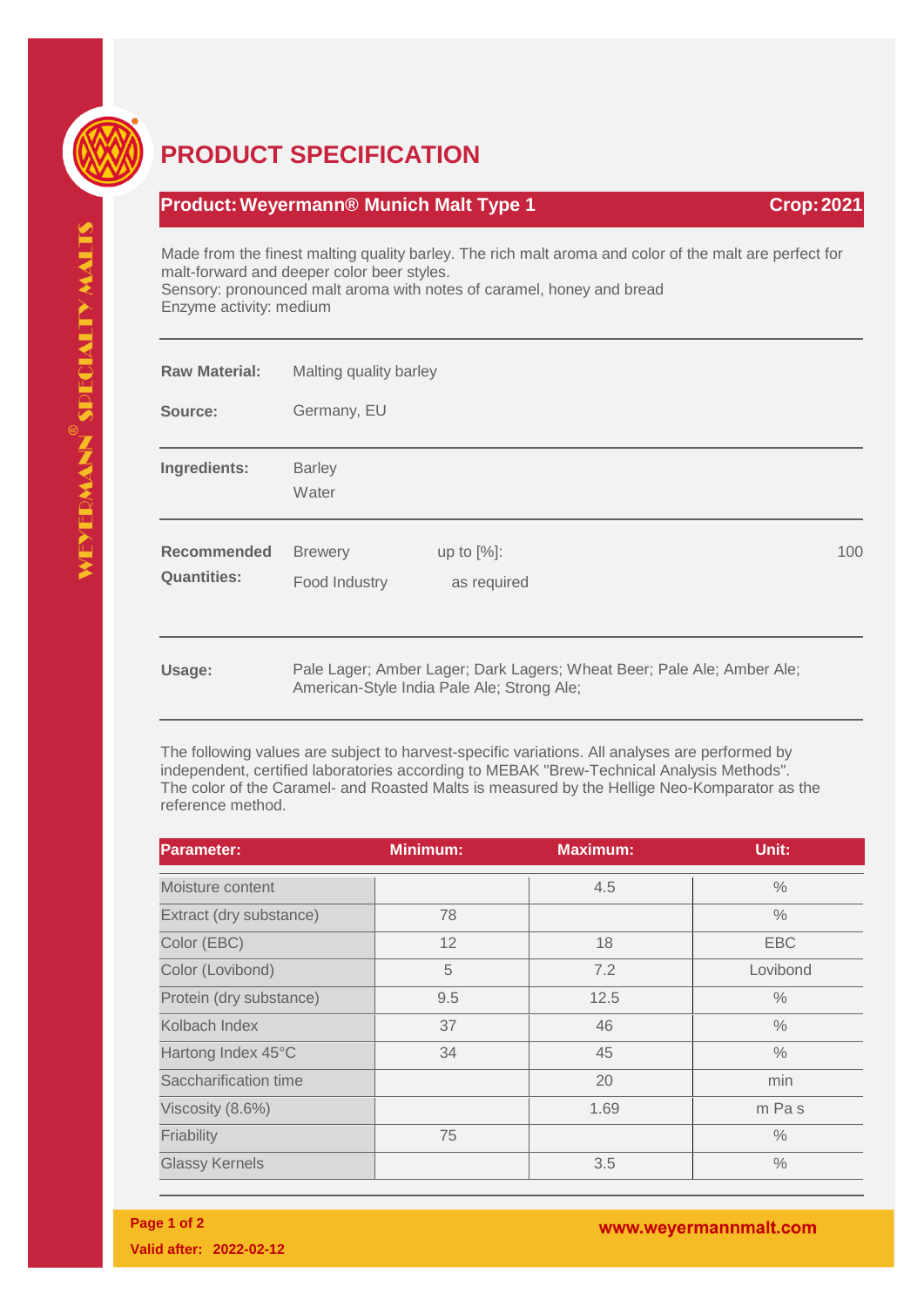# PRODUCT SPECIFICATION

## Product: Weyermann® Munich Malt Type 1 — Crop: 2021

Made from the finest malting quality barley. The rich malt aroma and color of the malt are perfect for malt-forward and deeper color beer styles.
Sensory: pronounced malt aroma with notes of caramel, honey and bread
Enzyme activity: medium

**Raw Material:** Malting quality barley

**Source:** Germany, EU

**Ingredients:** Barley
Water

**Recommended Quantities:**

| | | |
|---|---|---|
| Brewery | up to [%]: | 100 |
| Food Industry | as required | |

**Usage:** Pale Lager; Amber Lager; Dark Lagers; Wheat Beer; Pale Ale; Amber Ale; American-Style India Pale Ale; Strong Ale;

The following values are subject to harvest-specific variations. All analyses are performed by independent, certified laboratories according to MEBAK "Brew-Technical Analysis Methods". The color of the Caramel- and Roasted Malts is measured by the Hellige Neo-Komparator as the reference method.

| Parameter: | Minimum: | Maximum: | Unit: |
|---|---|---|---|
| Moisture content | | 4.5 | % |
| Extract (dry substance) | 78 | | % |
| Color (EBC) | 12 | 18 | EBC |
| Color (Lovibond) | 5 | 7.2 | Lovibond |
| Protein (dry substance) | 9.5 | 12.5 | % |
| Kolbach Index | 37 | 46 | % |
| Hartong Index 45°C | 34 | 45 | % |
| Saccharification time | | 20 | min |
| Viscosity (8.6%) | | 1.69 | m Pa s |
| Friability | 75 | | % |
| Glassy Kernels | | 3.5 | % |

Valid after: 2022-02-12

www.weyermannmalt.com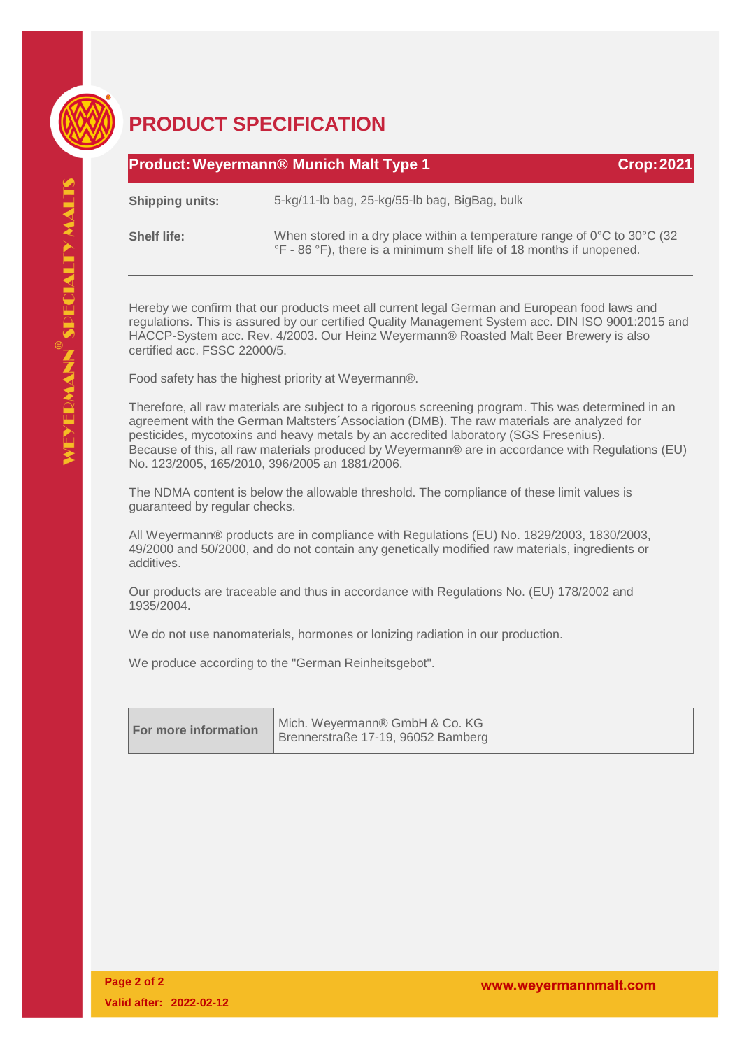# PRODUCT SPECIFICATION

**Product: Weyermann® Munich Malt Type 1** — **Crop: 2021**

| | |
|---|---|
| **Shipping units:** | 5-kg/11-lb bag, 25-kg/55-lb bag, BigBag, bulk |
| **Shelf life:** | When stored in a dry place within a temperature range of 0°C to 30°C (32 °F - 86 °F), there is a minimum shelf life of 18 months if unopened. |

Hereby we confirm that our products meet all current legal German and European food laws and regulations. This is assured by our certified Quality Management System acc. DIN ISO 9001:2015 and HACCP-System acc. Rev. 4/2003. Our Heinz Weyermann® Roasted Malt Beer Brewery is also certified acc. FSSC 22000/5.

Food safety has the highest priority at Weyermann®.

Therefore, all raw materials are subject to a rigorous screening program. This was determined in an agreement with the German Maltsters´Association (DMB). The raw materials are analyzed for pesticides, mycotoxins and heavy metals by an accredited laboratory (SGS Fresenius).
Because of this, all raw materials produced by Weyermann® are in accordance with Regulations (EU) No. 123/2005, 165/2010, 396/2005 an 1881/2006.

The NDMA content is below the allowable threshold. The compliance of these limit values is guaranteed by regular checks.

All Weyermann® products are in compliance with Regulations (EU) No. 1829/2003, 1830/2003, 49/2000 and 50/2000, and do not contain any genetically modified raw materials, ingredients or additives.

Our products are traceable and thus in accordance with Regulations No. (EU) 178/2002 and 1935/2004.

We do not use nanomaterials, hormones or Ionizing radiation in our production.

We produce according to the "German Reinheitsgebot".

| | |
|---|---|
| **For more information** | Mich. Weyermann® GmbH & Co. KG<br>Brennerstraße 17-19, 96052 Bamberg |

**Valid after: 2022-02-12**

www.weyermannmalt.com